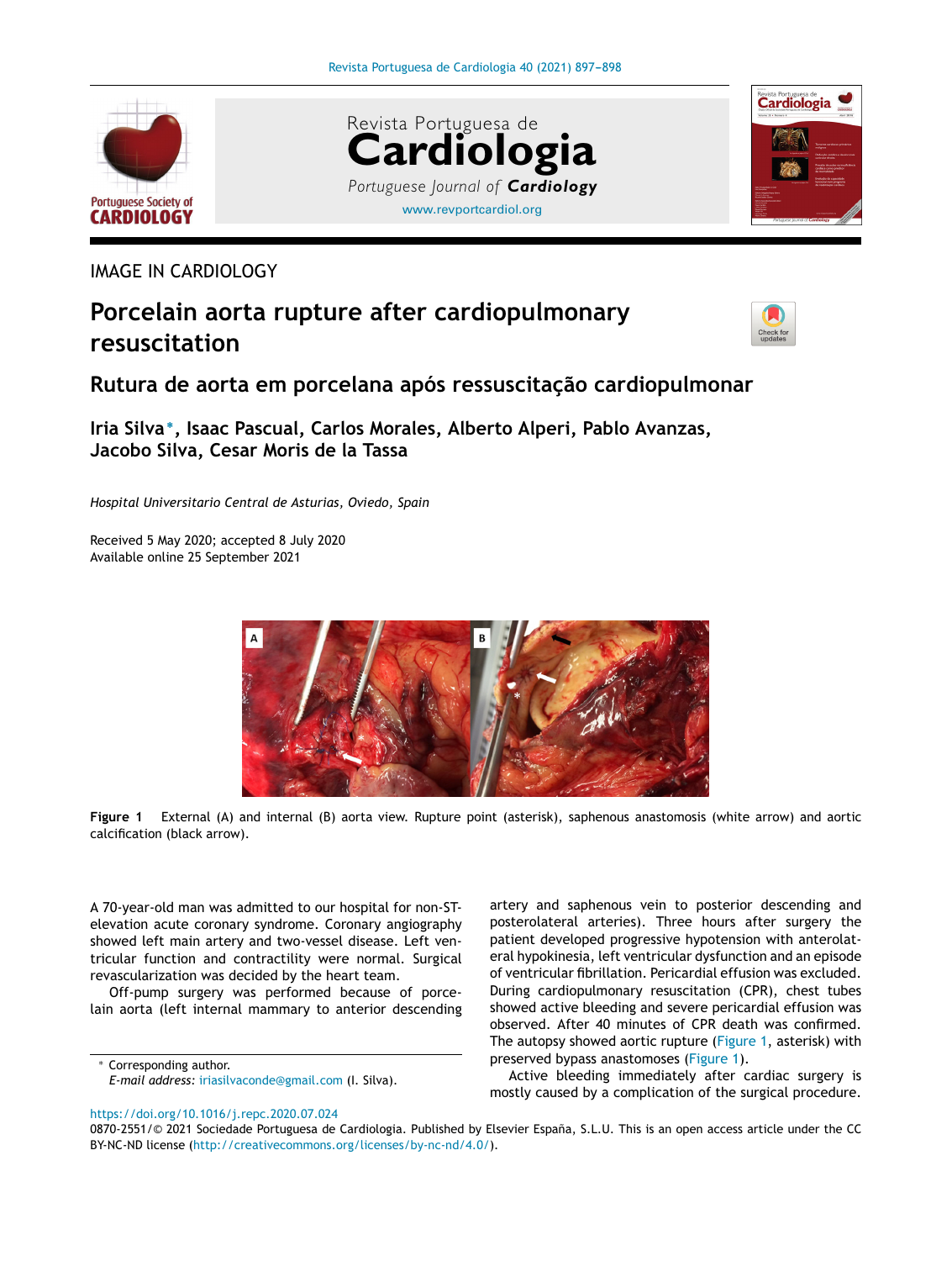IMAGE IN CARDIOLOGY

# Porcelain aorta rupture after cardiopulmonary resuscitation

## Rutura de aorta em porcelana após ressuscitação cardiopulmonar

**Iria Silva*, Isaac Pascual, Carlos Morales, Alberto Alperi, Pablo Avanzas, Jacobo Silva, Cesar Moris de la Tassa**

*Hospital Universitario Central de Asturias, Oviedo, Spain*

Received 5 May 2020; accepted 8 July 2020
Available online 25 September 2021

**Figure 1** External (A) and internal (B) aorta view. Rupture point (asterisk), saphenous anastomosis (white arrow) and aortic calcification (black arrow).

A 70-year-old man was admitted to our hospital for non-ST-elevation acute coronary syndrome. Coronary angiography showed left main artery and two-vessel disease. Left ventricular function and contractility were normal. Surgical revascularization was decided by the heart team.

Off-pump surgery was performed because of porcelain aorta (left internal mammary to anterior descending artery and saphenous vein to posterior descending and posterolateral arteries). Three hours after surgery the patient developed progressive hypotension with anterolateral hypokinesia, left ventricular dysfunction and an episode of ventricular fibrillation. Pericardial effusion was excluded. During cardiopulmonary resuscitation (CPR), chest tubes showed active bleeding and severe pericardial effusion was observed. After 40 minutes of CPR death was confirmed. The autopsy showed aortic rupture (Figure 1, asterisk) with preserved bypass anastomoses (Figure 1).

Active bleeding immediately after cardiac surgery is mostly caused by a complication of the surgical procedure.

\* Corresponding author.
*E-mail address:* iriasilvaconde@gmail.com (I. Silva).

https://doi.org/10.1016/j.repc.2020.07.024
0870-2551/© 2021 Sociedade Portuguesa de Cardiologia. Published by Elsevier España, S.L.U. This is an open access article under the CC BY-NC-ND license (http://creativecommons.org/licenses/by-nc-nd/4.0/).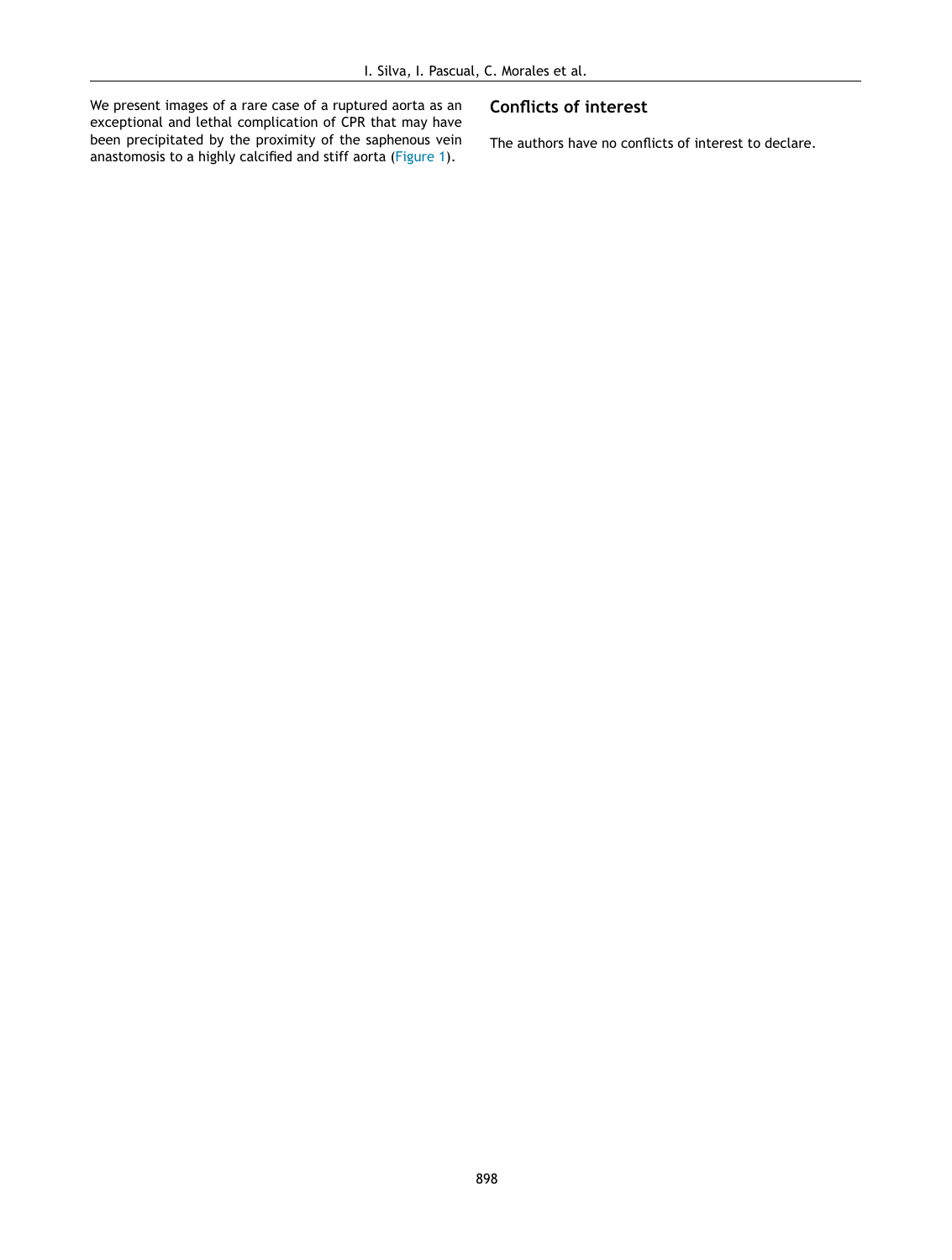We present images of a rare case of a ruptured aorta as an exceptional and lethal complication of CPR that may have been precipitated by the proximity of the saphenous vein anastomosis to a highly calcified and stiff aorta (Figure 1).

## Conflicts of interest

The authors have no conflicts of interest to declare.